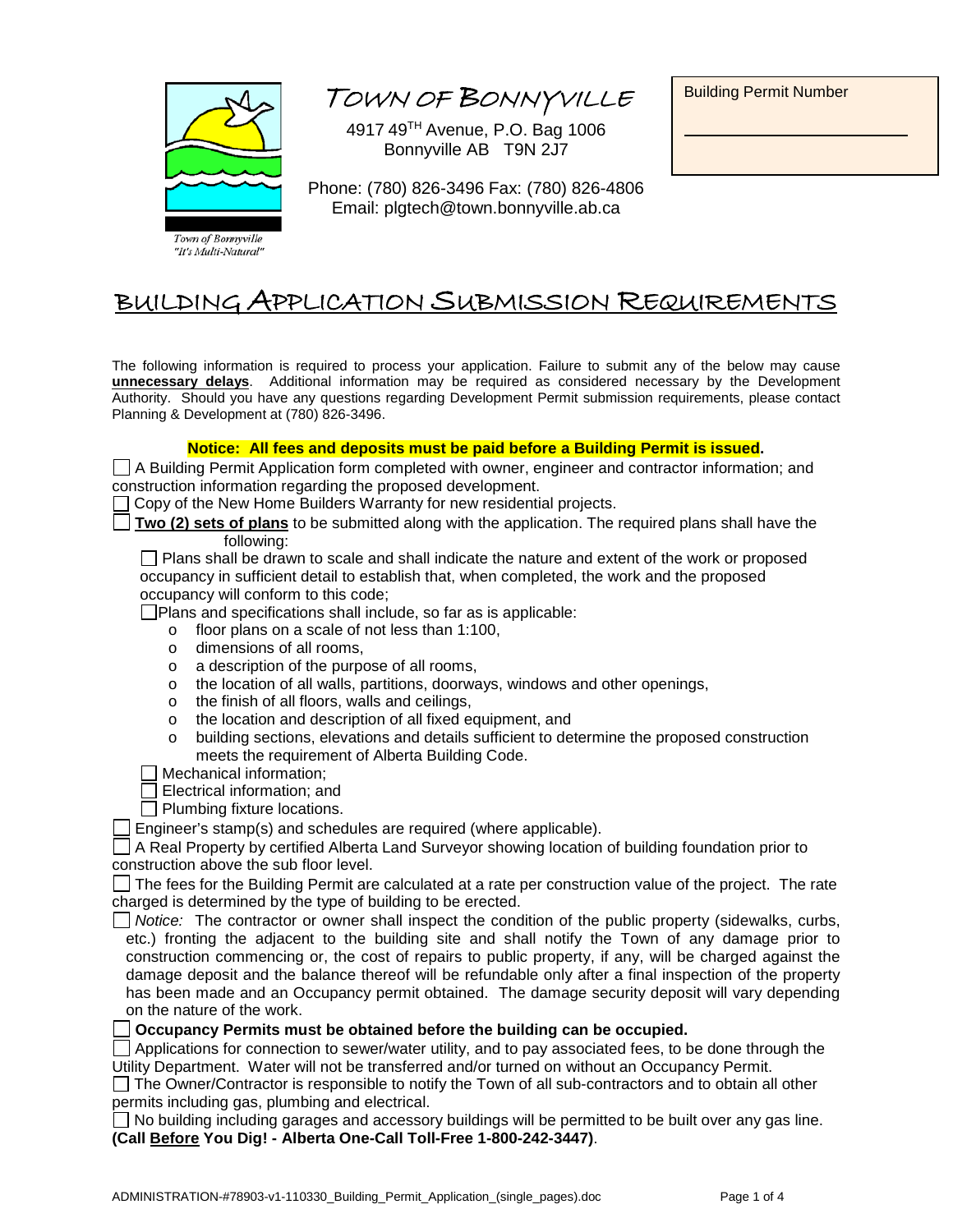# TOWN OF BONNYVILLE

4917 49$^{TH}$ Avenue, P.O. Bag 1006
Bonnyville AB T9N 2J7

Phone: (780) 826-3496 Fax: (780) 826-4806
Email: plgtech@town.bonnyville.ab.ca

Town of Bonnyville
"It's Multi-Natural"

Building Permit Number

______________________

## BUILDING APPLICATION SUBMISSION REQUIREMENTS

The following information is required to process your application. Failure to submit any of the below may cause **unnecessary delays**. Additional information may be required as considered necessary by the Development Authority. Should you have any questions regarding Development Permit submission requirements, please contact Planning & Development at (780) 826-3496.

**Notice: All fees and deposits must be paid before a Building Permit is issued.**

- ☐ A Building Permit Application form completed with owner, engineer and contractor information; and construction information regarding the proposed development.
- ☐ Copy of the New Home Builders Warranty for new residential projects.
- ☐ **Two (2) sets of plans** to be submitted along with the application. The required plans shall have the following:
  - ☐ Plans shall be drawn to scale and shall indicate the nature and extent of the work or proposed occupancy in sufficient detail to establish that, when completed, the work and the proposed occupancy will conform to this code;
  - ☐ Plans and specifications shall include, so far as is applicable:
    - o floor plans on a scale of not less than 1:100,
    - o dimensions of all rooms,
    - o a description of the purpose of all rooms,
    - o the location of all walls, partitions, doorways, windows and other openings,
    - o the finish of all floors, walls and ceilings,
    - o the location and description of all fixed equipment, and
    - o building sections, elevations and details sufficient to determine the proposed construction meets the requirement of Alberta Building Code.
  - ☐ Mechanical information;
  - ☐ Electrical information; and
  - ☐ Plumbing fixture locations.
- ☐ Engineer's stamp(s) and schedules are required (where applicable).
- ☐ A Real Property by certified Alberta Land Surveyor showing location of building foundation prior to construction above the sub floor level.
- ☐ The fees for the Building Permit are calculated at a rate per construction value of the project. The rate charged is determined by the type of building to be erected.
- ☐ *Notice:* The contractor or owner shall inspect the condition of the public property (sidewalks, curbs, etc.) fronting the adjacent to the building site and shall notify the Town of any damage prior to construction commencing or, the cost of repairs to public property, if any, will be charged against the damage deposit and the balance thereof will be refundable only after a final inspection of the property has been made and an Occupancy permit obtained. The damage security deposit will vary depending on the nature of the work.
- ☐ **Occupancy Permits must be obtained before the building can be occupied.**
- ☐ Applications for connection to sewer/water utility, and to pay associated fees, to be done through the Utility Department. Water will not be transferred and/or turned on without an Occupancy Permit.
- ☐ The Owner/Contractor is responsible to notify the Town of all sub-contractors and to obtain all other permits including gas, plumbing and electrical.
- ☐ No building including garages and accessory buildings will be permitted to be built over any gas line. **(Call Before You Dig! - Alberta One-Call Toll-Free 1-800-242-3447)**.

ADMINISTRATION-#78903-v1-110330_Building_Permit_Application_(single_pages).doc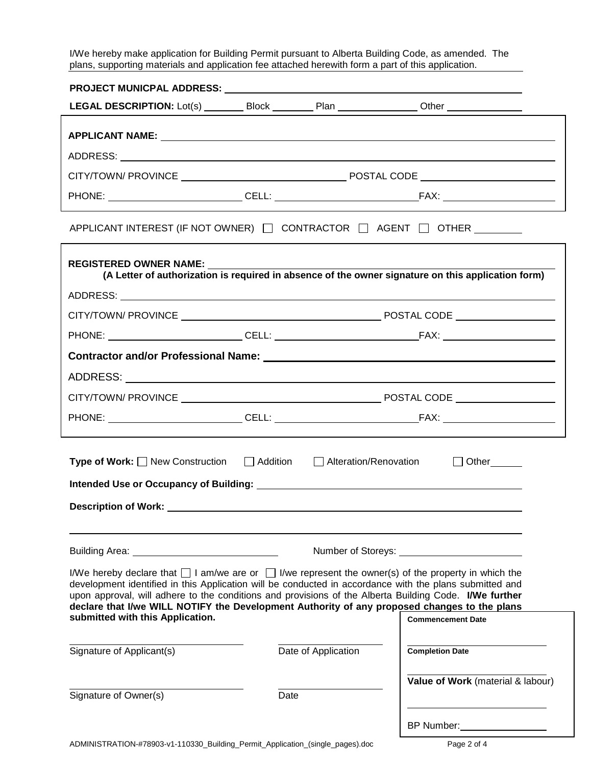I/We hereby make application for Building Permit pursuant to Alberta Building Code, as amended. The plans, supporting materials and application fee attached herewith form a part of this application.

**PROJECT MUNICPAL ADDRESS:** ____________________

**LEGAL DESCRIPTION:** Lot(s) ________ Block ________ Plan ______________ Other ______________

**APPLICANT NAME:** ____________________

ADDRESS: ____________________

CITY/TOWN/ PROVINCE ____________________ POSTAL CODE ____________________

PHONE: ____________________ CELL: ____________________ FAX: ____________________

APPLICANT INTEREST (IF NOT OWNER) ☐ CONTRACTOR ☐ AGENT ☐ OTHER ________

**REGISTERED OWNER NAME:** ____________________

**(A Letter of authorization is required in absence of the owner signature on this application form)**

ADDRESS: ____________________

CITY/TOWN/ PROVINCE ____________________ POSTAL CODE ____________________

PHONE: ____________________ CELL: ____________________ FAX: ____________________

**Contractor and/or Professional Name:** ____________________

ADDRESS: ____________________

CITY/TOWN/ PROVINCE ____________________ POSTAL CODE ____________________

PHONE: ____________________ CELL: ____________________ FAX: ____________________

**Type of Work:** ☐ New Construction ☐ Addition ☐ Alteration/Renovation ☐ Other______

**Intended Use or Occupancy of Building:** ____________________

**Description of Work:** ____________________

____________________

Building Area: ____________________ Number of Storeys: ____________________

I/We hereby declare that ☐ I am/we are or ☐ I/we represent the owner(s) of the property in which the development identified in this Application will be conducted in accordance with the plans submitted and upon approval, will adhere to the conditions and provisions of the Alberta Building Code. **I/We further declare that I/we WILL NOTIFY the Development Authority of any proposed changes to the plans submitted with this Application.**

____________________ ____________________
Signature of Applicant(s) Date of Application

____________________ ____________________
Signature of Owner(s) Date

**Commencement Date**

____________________

**Completion Date**

____________________

**Value of Work** (material & labour)

____________________

BP Number: ________________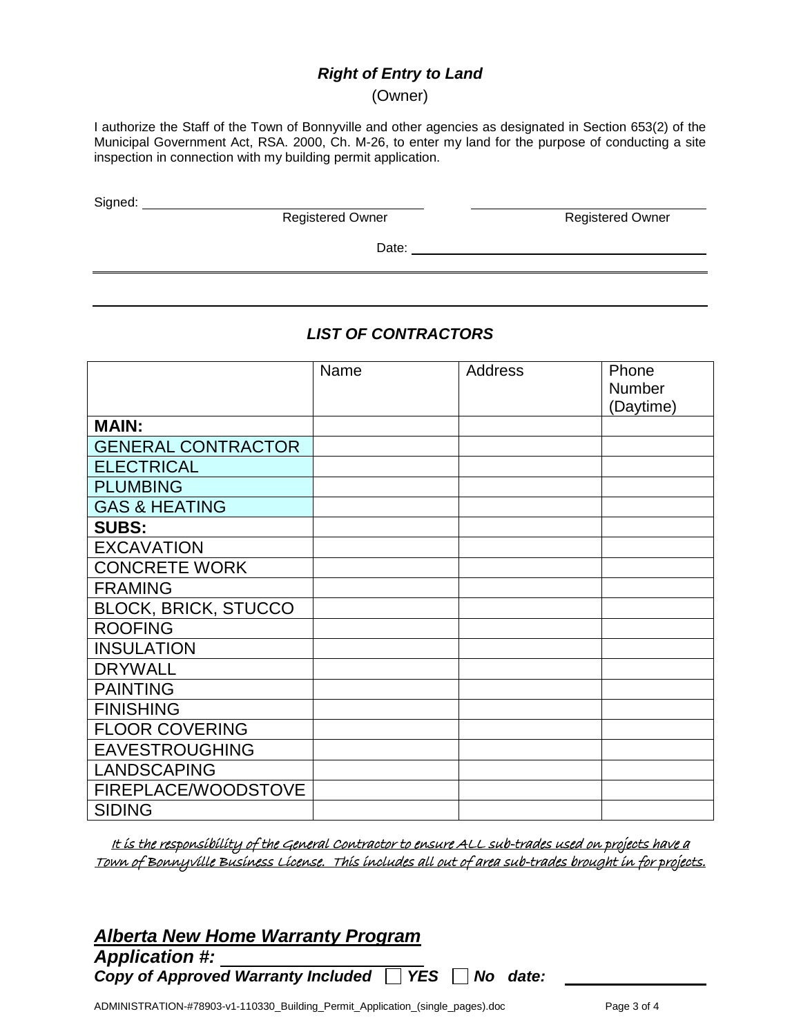### ***Right of Entry to Land***

(Owner)

I authorize the Staff of the Town of Bonnyville and other agencies as designated in Section 653(2) of the Municipal Government Act, RSA. 2000, Ch. M-26, to enter my land for the purpose of conducting a site inspection in connection with my building permit application.

Signed: ______________________________ ______________________________

Registered Owner Registered Owner

Date: ______________________________

---

### ***LIST OF CONTRACTORS***

| | Name | Address | Phone Number (Daytime) |
|---|---|---|---|
| **MAIN:** | | | |
| GENERAL CONTRACTOR | | | |
| ELECTRICAL | | | |
| PLUMBING | | | |
| GAS & HEATING | | | |
| **SUBS:** | | | |
| EXCAVATION | | | |
| CONCRETE WORK | | | |
| FRAMING | | | |
| BLOCK, BRICK, STUCCO | | | |
| ROOFING | | | |
| INSULATION | | | |
| DRYWALL | | | |
| PAINTING | | | |
| FINISHING | | | |
| FLOOR COVERING | | | |
| EAVESTROUGHING | | | |
| LANDSCAPING | | | |
| FIREPLACE/WOODSTOVE | | | |
| SIDING | | | |

It is the responsibility of the General Contractor to ensure ALL sub-trades used on projects have a Town of Bonnyville Business License. This includes all out of area sub-trades brought in for projects.

***Alberta New Home Warranty Program***

***Application #:*** ____________________

***Copy of Approved Warranty Included*** ☐ ***YES*** ☐ ***No date:*** ________________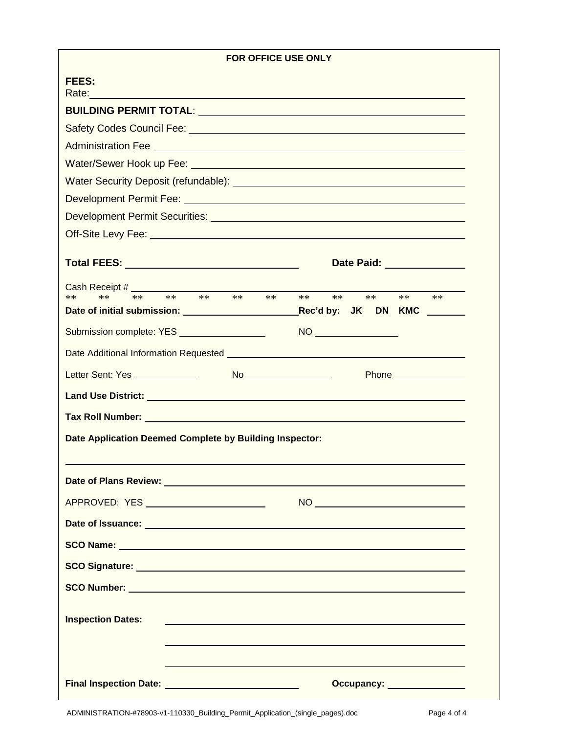**FOR OFFICE USE ONLY**

**FEES:**

Rate: ____________________

**BUILDING PERMIT TOTAL**: ____________________

Safety Codes Council Fee: ____________________

Administration Fee ____________________

Water/Sewer Hook up Fee: ____________________

Water Security Deposit (refundable): ____________________

Development Permit Fee: ____________________

Development Permit Securities: ____________________

Off-Site Levy Fee: ____________________

**Total FEES:** ____________________ **Date Paid:** ____________________

Cash Receipt # ____________________

** ** ** ** ** ** ** ** ** ** ** **

**Date of initial submission:** ____________________ **Rec'd by: JK DN KMC** ________

Submission complete: YES ____________ NO ____________

Date Additional Information Requested ____________________

Letter Sent: Yes ____________ No ____________ Phone ____________

**Land Use District:** ____________________

**Tax Roll Number:** ____________________

**Date Application Deemed Complete by Building Inspector:**

____________________

**Date of Plans Review:** ____________________

APPROVED: YES ____________ NO ____________

**Date of Issuance:** ____________________

**SCO Name:** ____________________

**SCO Signature:** ____________________

**SCO Number:** ____________________

**Inspection Dates:** ____________________

____________________

____________________

**Final Inspection Date:** ____________________ **Occupancy:** ____________________

ADMINISTRATION-#78903-v1-110330_Building_Permit_Application_(single_pages).doc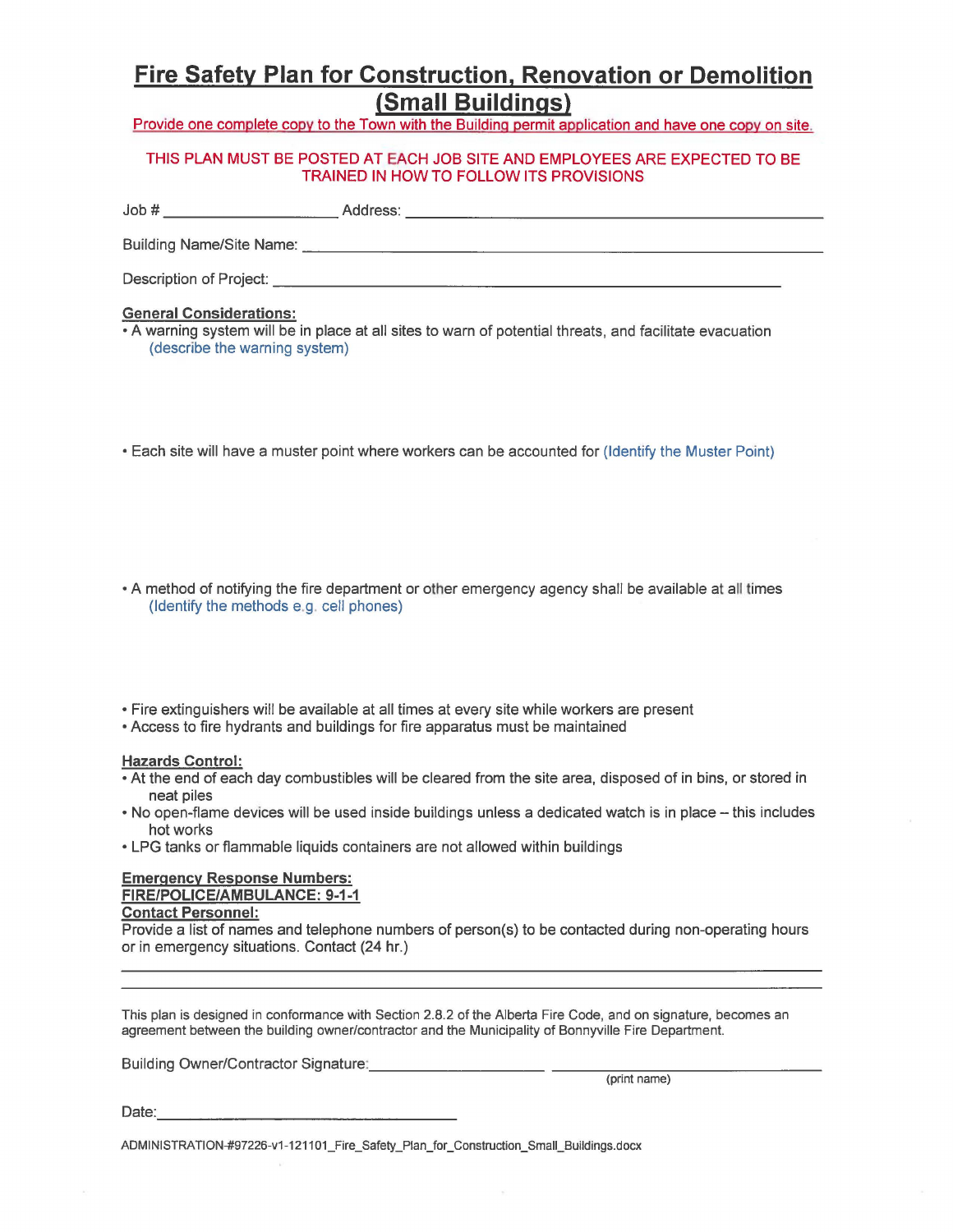# Fire Safety Plan for Construction, Renovation or Demolition (Small Buildings)

Provide one complete copy to the Town with the Building permit application and have one copy on site.

THIS PLAN MUST BE POSTED AT EACH JOB SITE AND EMPLOYEES ARE EXPECTED TO BE TRAINED IN HOW TO FOLLOW ITS PROVISIONS

Job # ____________________ Address: ______________________________________________

Building Name/Site Name: ______________________________________________

Description of Project: ______________________________________________

**General Considerations:**

- A warning system will be in place at all sites to warn of potential threats, and facilitate evacuation (describe the warning system)

- Each site will have a muster point where workers can be accounted for (Identify the Muster Point)

- A method of notifying the fire department or other emergency agency shall be available at all times (Identify the methods e.g. cell phones)

- Fire extinguishers will be available at all times at every site while workers are present
- Access to fire hydrants and buildings for fire apparatus must be maintained

**Hazards Control:**

- At the end of each day combustibles will be cleared from the site area, disposed of in bins, or stored in neat piles
- No open-flame devices will be used inside buildings unless a dedicated watch is in place – this includes hot works
- LPG tanks or flammable liquids containers are not allowed within buildings

**Emergency Response Numbers:**
**FIRE/POLICE/AMBULANCE: 9-1-1**
**Contact Personnel:**

Provide a list of names and telephone numbers of person(s) to be contacted during non-operating hours or in emergency situations. Contact (24 hr.)

______________________________________________

______________________________________________

This plan is designed in conformance with Section 2.8.2 of the Alberta Fire Code, and on signature, becomes an agreement between the building owner/contractor and the Municipality of Bonnyville Fire Department.

Building Owner/Contractor Signature: ____________________ ____________________
(print name)

Date: ______________________________

ADMINISTRATION-#97226-v1-121101_Fire_Safety_Plan_for_Construction_Small_Buildings.docx